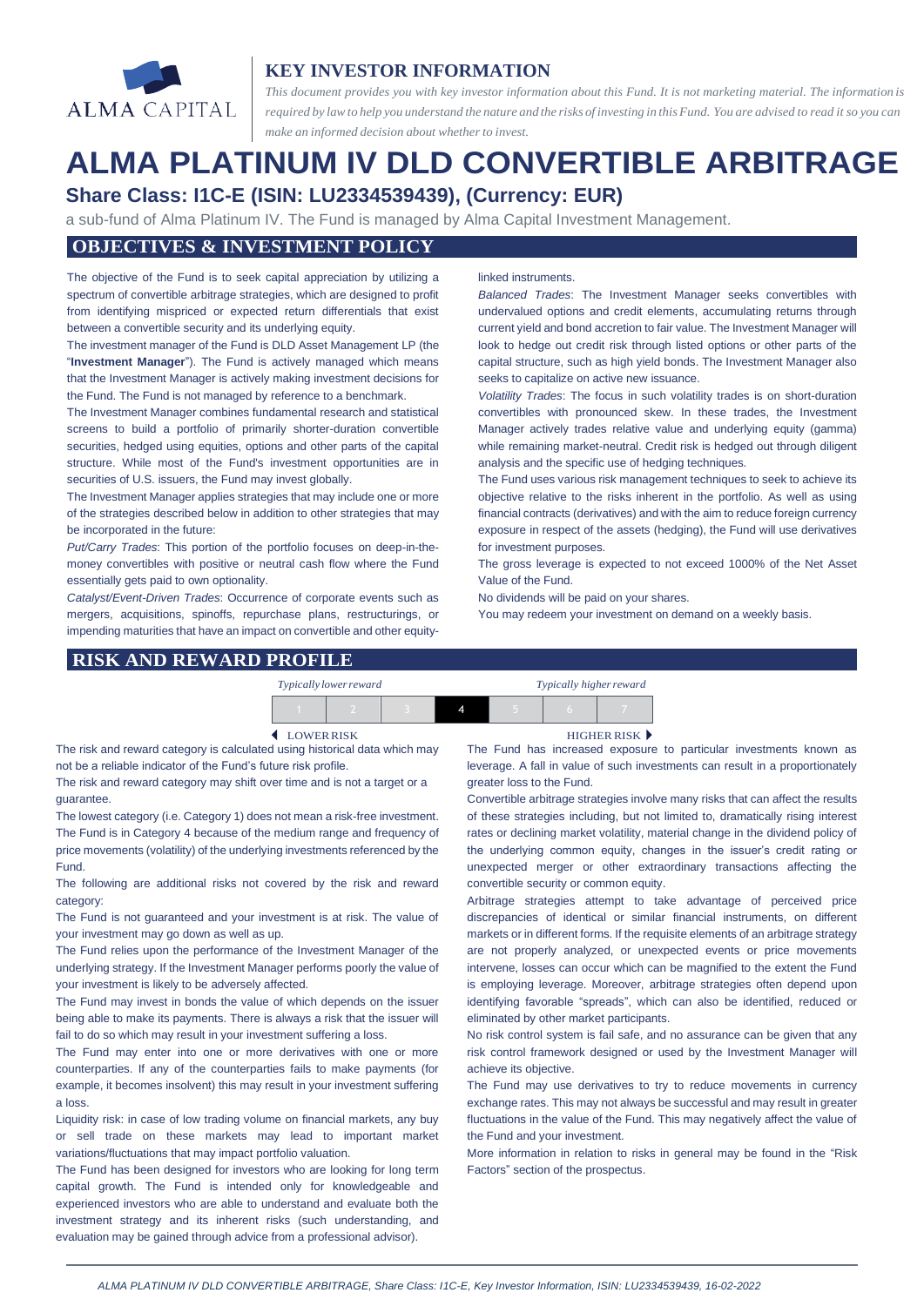ALMA CAPITAL

## KEY INVESTOR INFORMATION

*This document provides you with key investor information about this Fund. It is not marketing material. The information is required by law to help you understand the nature and the risks of investing in this Fund. You are advised to read it so you can make an informed decision about whether to invest.*

# ALMA PLATINUM IV DLD CONVERTIBLE ARBITRAGE

### Share Class: I1C-E (ISIN: LU2334539439), (Currency: EUR)

a sub-fund of Alma Platinum IV. The Fund is managed by Alma Capital Investment Management.

## OBJECTIVES & INVESTMENT POLICY

The objective of the Fund is to seek capital appreciation by utilizing a spectrum of convertible arbitrage strategies, which are designed to profit from identifying mispriced or expected return differentials that exist between a convertible security and its underlying equity.

The investment manager of the Fund is DLD Asset Management LP (the "**Investment Manager**"). The Fund is actively managed which means that the Investment Manager is actively making investment decisions for the Fund. The Fund is not managed by reference to a benchmark.

The Investment Manager combines fundamental research and statistical screens to build a portfolio of primarily shorter-duration convertible securities, hedged using equities, options and other parts of the capital structure. While most of the Fund's investment opportunities are in securities of U.S. issuers, the Fund may invest globally.

The Investment Manager applies strategies that may include one or more of the strategies described below in addition to other strategies that may be incorporated in the future:

*Put/Carry Trades*: This portion of the portfolio focuses on deep-in-the-money convertibles with positive or neutral cash flow where the Fund essentially gets paid to own optionality.

*Catalyst/Event-Driven Trades*: Occurrence of corporate events such as mergers, acquisitions, spinoffs, repurchase plans, restructurings, or impending maturities that have an impact on convertible and other equity-linked instruments.

*Balanced Trades*: The Investment Manager seeks convertibles with undervalued options and credit elements, accumulating returns through current yield and bond accretion to fair value. The Investment Manager will look to hedge out credit risk through listed options or other parts of the capital structure, such as high yield bonds. The Investment Manager also seeks to capitalize on active new issuance.

*Volatility Trades*: The focus in such volatility trades is on short-duration convertibles with pronounced skew. In these trades, the Investment Manager actively trades relative value and underlying equity (gamma) while remaining market-neutral. Credit risk is hedged out through diligent analysis and the specific use of hedging techniques.

The Fund uses various risk management techniques to seek to achieve its objective relative to the risks inherent in the portfolio. As well as using financial contracts (derivatives) and with the aim to reduce foreign currency exposure in respect of the assets (hedging), the Fund will use derivatives for investment purposes.

The gross leverage is expected to not exceed 1000% of the Net Asset Value of the Fund.

No dividends will be paid on your shares.

You may redeem your investment on demand on a weekly basis.

## RISK AND REWARD PROFILE

| *Typically lower reward* | | | | | | *Typically higher reward* |
|---|---|---|---|---|---|---|
| 1 | 2 | 3 | **4** | 5 | 6 | 7 |
| ◀ LOWER RISK | | | | | | HIGHER RISK ▶ |

The risk and reward category is calculated using historical data which may not be a reliable indicator of the Fund's future risk profile.

The risk and reward category may shift over time and is not a target or a guarantee.

The lowest category (i.e. Category 1) does not mean a risk-free investment.

The Fund is in Category 4 because of the medium range and frequency of price movements (volatility) of the underlying investments referenced by the Fund.

The following are additional risks not covered by the risk and reward category:

The Fund is not guaranteed and your investment is at risk. The value of your investment may go down as well as up.

The Fund relies upon the performance of the Investment Manager of the underlying strategy. If the Investment Manager performs poorly the value of your investment is likely to be adversely affected.

The Fund may invest in bonds the value of which depends on the issuer being able to make its payments. There is always a risk that the issuer will fail to do so which may result in your investment suffering a loss.

The Fund may enter into one or more derivatives with one or more counterparties. If any of the counterparties fails to make payments (for example, it becomes insolvent) this may result in your investment suffering a loss.

Liquidity risk: in case of low trading volume on financial markets, any buy or sell trade on these markets may lead to important market variations/fluctuations that may impact portfolio valuation.

The Fund has been designed for investors who are looking for long term capital growth. The Fund is intended only for knowledgeable and experienced investors who are able to understand and evaluate both the investment strategy and its inherent risks (such understanding, and evaluation may be gained through advice from a professional advisor).

The Fund has increased exposure to particular investments known as leverage. A fall in value of such investments can result in a proportionately greater loss to the Fund.

Convertible arbitrage strategies involve many risks that can affect the results of these strategies including, but not limited to, dramatically rising interest rates or declining market volatility, material change in the dividend policy of the underlying common equity, changes in the issuer's credit rating or unexpected merger or other extraordinary transactions affecting the convertible security or common equity.

Arbitrage strategies attempt to take advantage of perceived price discrepancies of identical or similar financial instruments, on different markets or in different forms. If the requisite elements of an arbitrage strategy are not properly analyzed, or unexpected events or price movements intervene, losses can occur which can be magnified to the extent the Fund is employing leverage. Moreover, arbitrage strategies often depend upon identifying favorable "spreads", which can also be identified, reduced or eliminated by other market participants.

No risk control system is fail safe, and no assurance can be given that any risk control framework designed or used by the Investment Manager will achieve its objective.

The Fund may use derivatives to try to reduce movements in currency exchange rates. This may not always be successful and may result in greater fluctuations in the value of the Fund. This may negatively affect the value of the Fund and your investment.

More information in relation to risks in general may be found in the "Risk Factors" section of the prospectus.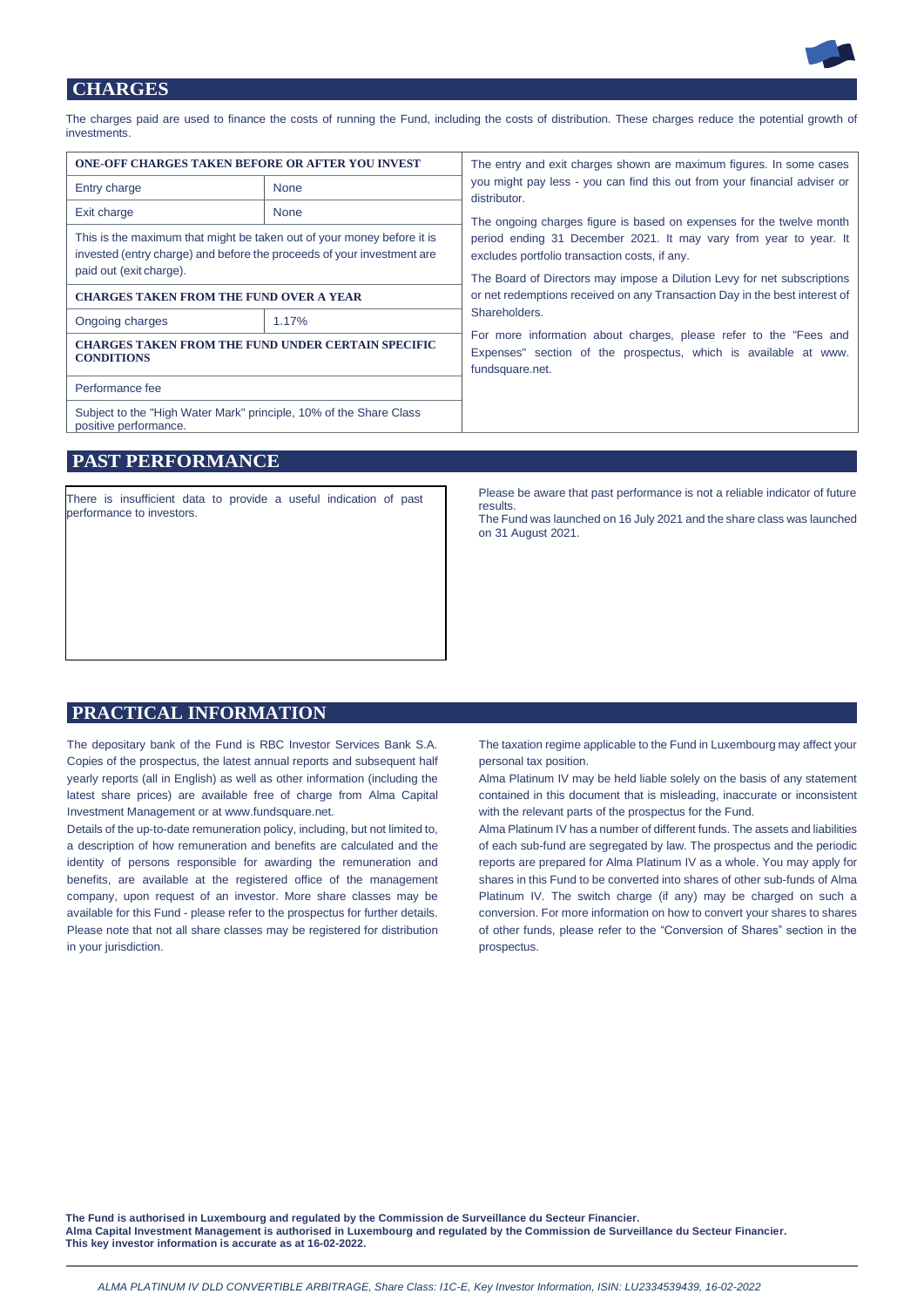## CHARGES

The charges paid are used to finance the costs of running the Fund, including the costs of distribution. These charges reduce the potential growth of investments.

| ONE-OFF CHARGES TAKEN BEFORE OR AFTER YOU INVEST | |
|---|---|
| Entry charge | None |
| Exit charge | None |
| This is the maximum that might be taken out of your money before it is invested (entry charge) and before the proceeds of your investment are paid out (exit charge). | |
| **CHARGES TAKEN FROM THE FUND OVER A YEAR** | |
| Ongoing charges | 1.17% |
| **CHARGES TAKEN FROM THE FUND UNDER CERTAIN SPECIFIC CONDITIONS** | |
| Performance fee | |
| Subject to the "High Water Mark" principle, 10% of the Share Class positive performance. | |

The entry and exit charges shown are maximum figures. In some cases you might pay less - you can find this out from your financial adviser or distributor.

The ongoing charges figure is based on expenses for the twelve month period ending 31 December 2021. It may vary from year to year. It excludes portfolio transaction costs, if any.

The Board of Directors may impose a Dilution Levy for net subscriptions or net redemptions received on any Transaction Day in the best interest of Shareholders.

For more information about charges, please refer to the "Fees and Expenses" section of the prospectus, which is available at www.fundsquare.net.

## PAST PERFORMANCE

There is insufficient data to provide a useful indication of past performance to investors.

Please be aware that past performance is not a reliable indicator of future results.

The Fund was launched on 16 July 2021 and the share class was launched on 31 August 2021.

## PRACTICAL INFORMATION

The depositary bank of the Fund is RBC Investor Services Bank S.A. Copies of the prospectus, the latest annual reports and subsequent half yearly reports (all in English) as well as other information (including the latest share prices) are available free of charge from Alma Capital Investment Management or at www.fundsquare.net.

Details of the up-to-date remuneration policy, including, but not limited to, a description of how remuneration and benefits are calculated and the identity of persons responsible for awarding the remuneration and benefits, are available at the registered office of the management company, upon request of an investor. More share classes may be available for this Fund - please refer to the prospectus for further details. Please note that not all share classes may be registered for distribution in your jurisdiction.

The taxation regime applicable to the Fund in Luxembourg may affect your personal tax position.

Alma Platinum IV may be held liable solely on the basis of any statement contained in this document that is misleading, inaccurate or inconsistent with the relevant parts of the prospectus for the Fund.

Alma Platinum IV has a number of different funds. The assets and liabilities of each sub-fund are segregated by law. The prospectus and the periodic reports are prepared for Alma Platinum IV as a whole. You may apply for shares in this Fund to be converted into shares of other sub-funds of Alma Platinum IV. The switch charge (if any) may be charged on such a conversion. For more information on how to convert your shares to shares of other funds, please refer to the "Conversion of Shares" section in the prospectus.

**The Fund is authorised in Luxembourg and regulated by the Commission de Surveillance du Secteur Financier.**
**Alma Capital Investment Management is authorised in Luxembourg and regulated by the Commission de Surveillance du Secteur Financier.**
**This key investor information is accurate as at 16-02-2022.**